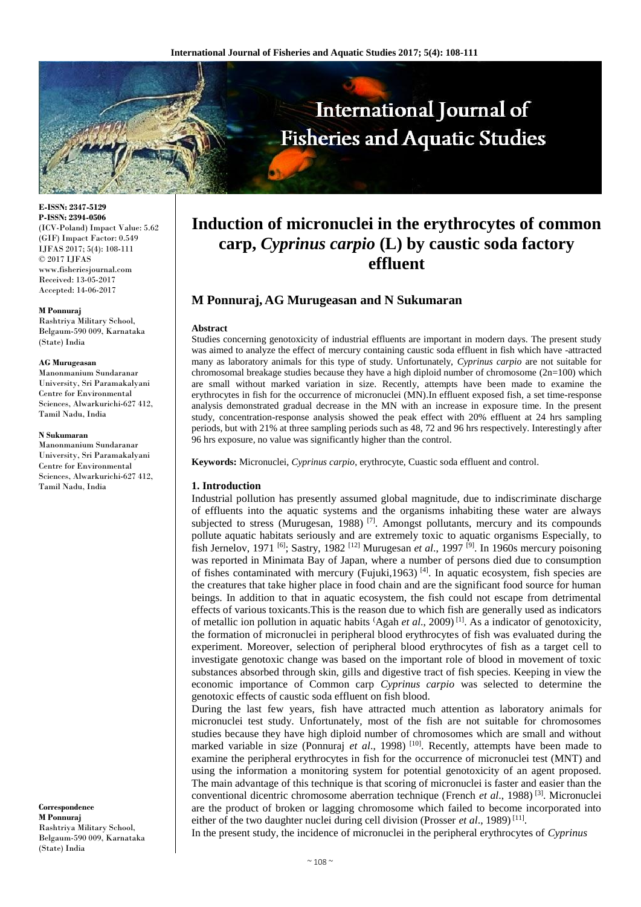# Induction of micronuclei in the erythrocytes of common carp, *Cyprinus carpio* (L) by caustic soda factory effluent

**M Ponnuraj, AG Murugeasan and N Sukumaran**

E-ISSN: 2347-5129
P-ISSN: 2394-0506
(ICV-Poland) Impact Value: 5.62
(GIF) Impact Factor: 0.549
IJFAS 2017; 5(4): 108-111
© 2017 IJFAS
www.fisheriesjournal.com
Received: 13-05-2017
Accepted: 14-06-2017

**M Ponnuraj**
Rashtriya Military School, Belgaum-590 009, Karnataka (State) India

**AG Murugeasan**
Manonmanium Sundaranar University, Sri Paramakalyani Centre for Environmental Sciences, Alwarkurichi-627 412, Tamil Nadu, India

**N Sukumaran**
Manonmanium Sundaranar University, Sri Paramakalyani Centre for Environmental Sciences, Alwarkurichi-627 412, Tamil Nadu, India

**Correspondence**
**M Ponnuraj**
Rashtriya Military School, Belgaum-590 009, Karnataka (State) India

**Abstract**

Studies concerning genotoxicity of industrial effluents are important in modern days. The present study was aimed to analyze the effect of mercury containing caustic soda effluent in fish which have -attracted many as laboratory animals for this type of study. Unfortunately, *Cyprinus carpio* are not suitable for chromosomal breakage studies because they have a high diploid number of chromosome (2n=100) which are small without marked variation in size. Recently, attempts have been made to examine the erythrocytes in fish for the occurrence of micronuclei (MN).In effluent exposed fish, a set time-response analysis demonstrated gradual decrease in the MN with an increase in exposure time. In the present study, concentration-response analysis showed the peak effect with 20% effluent at 24 hrs sampling periods, but with 21% at three sampling periods such as 48, 72 and 96 hrs respectively. Interestingly after 96 hrs exposure, no value was significantly higher than the control.

**Keywords:** Micronuclei, *Cyprinus carpio*, erythrocyte, Cuastic soda effluent and control.

## 1. Introduction

Industrial pollution has presently assumed global magnitude, due to indiscriminate discharge of effluents into the aquatic systems and the organisms inhabiting these water are always subjected to stress (Murugesan, 1988) [7]. Amongst pollutants, mercury and its compounds pollute aquatic habitats seriously and are extremely toxic to aquatic organisms Especially, to fish Jernelov, 1971 [6]; Sastry, 1982 [12] Murugesan *et al*., 1997 [9]. In 1960s mercury poisoning was reported in Minimata Bay of Japan, where a number of persons died due to consumption of fishes contaminated with mercury (Fujuki,1963) [4]. In aquatic ecosystem, fish species are the creatures that take higher place in food chain and are the significant food source for human beings. In addition to that in aquatic ecosystem, the fish could not escape from detrimental effects of various toxicants.This is the reason due to which fish are generally used as indicators of metallic ion pollution in aquatic habits (Agah *et al*., 2009) [1]. As a indicator of genotoxicity, the formation of micronuclei in peripheral blood erythrocytes of fish was evaluated during the experiment. Moreover, selection of peripheral blood erythrocytes of fish as a target cell to investigate genotoxic change was based on the important role of blood in movement of toxic substances absorbed through skin, gills and digestive tract of fish species. Keeping in view the economic importance of Common carp *Cyprinus carpio* was selected to determine the genotoxic effects of caustic soda effluent on fish blood.

During the last few years, fish have attracted much attention as laboratory animals for micronuclei test study. Unfortunately, most of the fish are not suitable for chromosomes studies because they have high diploid number of chromosomes which are small and without marked variable in size (Ponnuraj *et al*., 1998) [10]. Recently, attempts have been made to examine the peripheral erythrocytes in fish for the occurrence of micronuclei test (MNT) and using the information a monitoring system for potential genotoxicity of an agent proposed. The main advantage of this technique is that scoring of micronuclei is faster and easier than the conventional dicentric chromosome aberration technique (French *et al*., 1988) [3]. Micronuclei are the product of broken or lagging chromosome which failed to become incorporated into either of the two daughter nuclei during cell division (Prosser *et al*., 1989) [11].

In the present study, the incidence of micronuclei in the peripheral erythrocytes of *Cyprinus*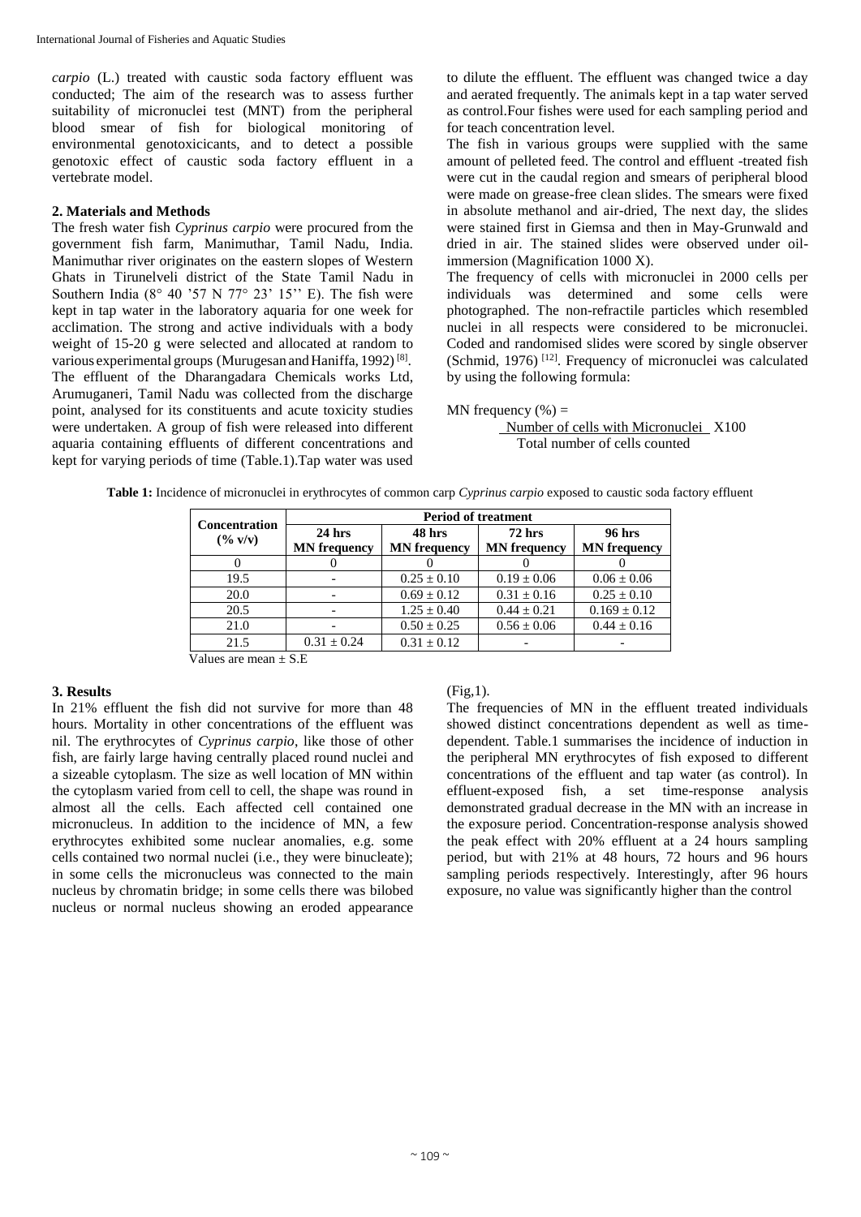*carpio* (L.) treated with caustic soda factory effluent was conducted; The aim of the research was to assess further suitability of micronuclei test (MNT) from the peripheral blood smear of fish for biological monitoring of environmental genotoxicicants, and to detect a possible genotoxic effect of caustic soda factory effluent in a vertebrate model.

## 2. Materials and Methods

The fresh water fish *Cyprinus carpio* were procured from the government fish farm, Manimuthar, Tamil Nadu, India. Manimuthar river originates on the eastern slopes of Western Ghats in Tirunelveli district of the State Tamil Nadu in Southern India (8° 40 '57 N 77° 23' 15'' E). The fish were kept in tap water in the laboratory aquaria for one week for acclimation. The strong and active individuals with a body weight of 15-20 g were selected and allocated at random to various experimental groups (Murugesan and Haniffa, 1992) [8]. The effluent of the Dharangadara Chemicals works Ltd, Arumuganeri, Tamil Nadu was collected from the discharge point, analysed for its constituents and acute toxicity studies were undertaken. A group of fish were released into different aquaria containing effluents of different concentrations and kept for varying periods of time (Table.1).Tap water was used to dilute the effluent. The effluent was changed twice a day and aerated frequently. The animals kept in a tap water served as control.Four fishes were used for each sampling period and for teach concentration level.

The fish in various groups were supplied with the same amount of pelleted feed. The control and effluent -treated fish were cut in the caudal region and smears of peripheral blood were made on grease-free clean slides. The smears were fixed in absolute methanol and air-dried, The next day, the slides were stained first in Giemsa and then in May-Grunwald and dried in air. The stained slides were observed under oil-immersion (Magnification 1000 X).

The frequency of cells with micronuclei in 2000 cells per individuals was determined and some cells were photographed. The non-refractile particles which resembled nuclei in all respects were considered to be micronuclei. Coded and randomised slides were scored by single observer (Schmid, 1976) [12]. Frequency of micronuclei was calculated by using the following formula:

$$\text{MN frequency (\%)} = \frac{\text{Number of cells with Micronuclei}}{\text{Total number of cells counted}} \times 100$$

**Table 1:** Incidence of micronuclei in erythrocytes of common carp *Cyprinus carpio* exposed to caustic soda factory effluent

| Concentration (% v/v) | Period of treatment | | | |
|---|---|---|---|---|
| | 24 hrs MN frequency | 48 hrs MN frequency | 72 hrs MN frequency | 96 hrs MN frequency |
| 0 | 0 | 0 | 0 | 0 |
| 19.5 | - | 0.25 ± 0.10 | 0.19 ± 0.06 | 0.06 ± 0.06 |
| 20.0 | - | 0.69 ± 0.12 | 0.31 ± 0.16 | 0.25 ± 0.10 |
| 20.5 | - | 1.25 ± 0.40 | 0.44 ± 0.21 | 0.169 ± 0.12 |
| 21.0 | - | 0.50 ± 0.25 | 0.56 ± 0.06 | 0.44 ± 0.16 |
| 21.5 | 0.31 ± 0.24 | 0.31 ± 0.12 | - | - |

Values are mean ± S.E

## 3. Results

In 21% effluent the fish did not survive for more than 48 hours. Mortality in other concentrations of the effluent was nil. The erythrocytes of *Cyprinus carpio*, like those of other fish, are fairly large having centrally placed round nuclei and a sizeable cytoplasm. The size as well location of MN within the cytoplasm varied from cell to cell, the shape was round in almost all the cells. Each affected cell contained one micronucleus. In addition to the incidence of MN, a few erythrocytes exhibited some nuclear anomalies, e.g. some cells contained two normal nuclei (i.e., they were binucleate); in some cells the micronucleus was connected to the main nucleus by chromatin bridge; in some cells there was bilobed nucleus or normal nucleus showing an eroded appearance (Fig,1).

The frequencies of MN in the effluent treated individuals showed distinct concentrations dependent as well as time-dependent. Table.1 summarises the incidence of induction in the peripheral MN erythrocytes of fish exposed to different concentrations of the effluent and tap water (as control). In effluent-exposed fish, a set time-response analysis demonstrated gradual decrease in the MN with an increase in the exposure period. Concentration-response analysis showed the peak effect with 20% effluent at a 24 hours sampling period, but with 21% at 48 hours, 72 hours and 96 hours sampling periods respectively. Interestingly, after 96 hours exposure, no value was significantly higher than the control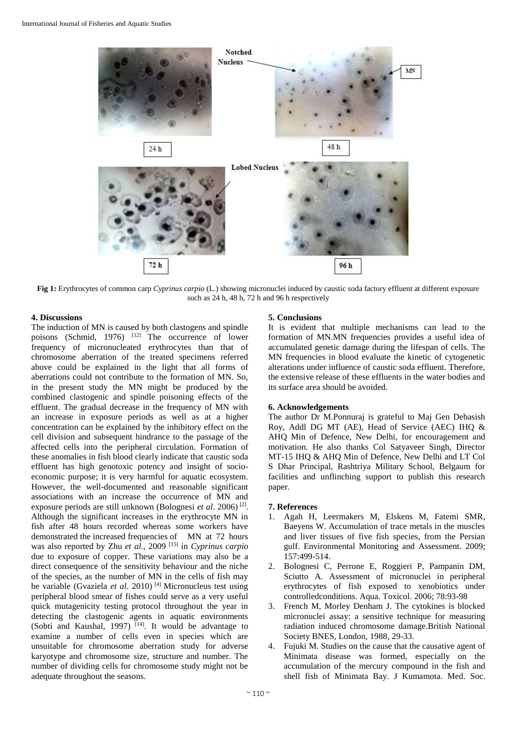Fig 1: Erythrocytes of common carp *Cyprinus carpio* (L.) showing micronuclei induced by caustic soda factory effluent at different exposure such as 24 h, 48 h, 72 h and 96 h respectively

## 4. Discussions

The induction of MN is caused by both clastogens and spindle poisons (Schmid, 1976) [12] The occurrence of lower frequency of micronucleated erythrocytes than that of chromosome aberration of the treated specimens referred above could be explained in the light that all forms of aberrations could not contribute to the formation of MN. So, in the present study the MN might be produced by the combined clastogenic and spindle poisoning effects of the effluent. The gradual decrease in the frequency of MN with an increase in exposure periods as well as at a higher concentration can be explained by the inhibitory effect on the cell division and subsequent hindrance to the passage of the affected cells into the peripheral circulation. Formation of these anomalies in fish blood clearly indicate that caustic soda effluent has high genotoxic potency and insight of socio-economic purpose; it is very harmful for aquatic ecosystem. However, the well-documented and reasonable significant associations with an increase the occurrence of MN and exposure periods are still unknown (Bolognesi *et al*. 2006) [2]. Although the significant increases in the erythrocyte MN in fish after 48 hours recorded whereas some workers have demonstrated the increased frequencies of MN at 72 hours was also reported by Zhu *et al*., 2009 [15] in *Cyprinus carpio* due to exposure of copper. These variations may also be a direct consequence of the sensitivity behaviour and the niche of the species, as the number of MN in the cells of fish may be variable (Gvaziela *et al*. 2010) [4] Micronucleus test using peripheral blood smear of fishes could serve as a very useful quick mutagenicity testing protocol throughout the year in detecting the clastogenic agents in aquatic environments (Sobti and Kaushal, 1997) [14]. It would be advantage to examine a number of cells even in species which are unsuitable for chromosome aberration study for adverse karyotype and chromosome size, structure and number. The number of dividing cells for chromosome study might not be adequate throughout the seasons.

## 5. Conclusions

It is evident that multiple mechanisms can lead to the formation of MN.MN frequencies provides a useful idea of accumulated genetic damage during the lifespan of cells. The MN frequencies in blood evaluate the kinetic of cytogenetic alterations under influence of caustic soda effluent. Therefore, the extensive release of these effluents in the water bodies and its surface area should be avoided.

## 6. Acknowledgements

The author Dr M.Ponnuraj is grateful to Maj Gen Debasish Roy, Addl DG MT (AE), Head of Service (AEC) IHQ & AHQ Min of Defence, New Delhi, for encouragement and motivation. He also thanks Col Satyaveer Singh, Director MT-15 IHQ & AHQ Min of Defence, New Delhi and LT Col S Dhar Principal, Rashtriya Military School, Belgaum for facilities and unflinching support to publish this research paper.

## 7. References

1. Agah H, Leermakers M, Elskens M, Fatemi SMR, Baeyens W. Accumulation of trace metals in the muscles and liver tissues of five fish species, from the Persian gulf. Environmental Monitoring and Assessment. 2009; 157:499-514.
2. Bolognesi C, Perrone E, Roggieri P, Pampanin DM, Sciutto A. Assessment of micronuclei in peripheral erythrocytes of fish exposed to xenobiotics under controlledconditions. Aqua. Toxicol. 2006; 78:93-98
3. French M, Morley Denham J. The cytokines is blocked micronuclei assay: a sensitive technique for measuring radiation induced chromosome damage.British National Society BNES, London, 1988, 29-33.
4. Fujuki M. Studies on the cause that the causative agent of Minimata disease was formed, especially on the accumulation of the mercury compound in the fish and shell fish of Minimata Bay. J Kumamota. Med. Soc.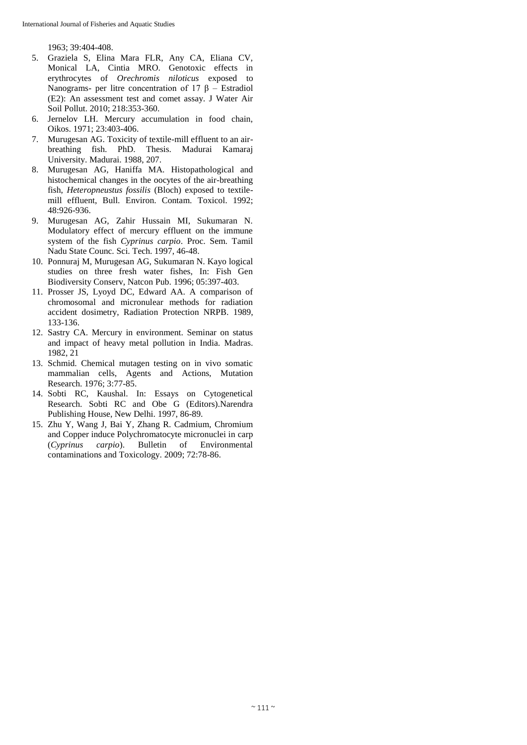1963; 39:404-408.

5. Graziela S, Elina Mara FLR, Any CA, Eliana CV, Monical LA, Cintia MRO. Genotoxic effects in erythrocytes of *Orechromis niloticus* exposed to Nanograms- per litre concentration of 17 β – Estradiol (E2): An assessment test and comet assay. J Water Air Soil Pollut. 2010; 218:353-360.
6. Jernelov LH. Mercury accumulation in food chain, Oikos. 1971; 23:403-406.
7. Murugesan AG. Toxicity of textile-mill effluent to an air-breathing fish. PhD. Thesis. Madurai Kamaraj University. Madurai. 1988, 207.
8. Murugesan AG, Haniffa MA. Histopathological and histochemical changes in the oocytes of the air-breathing fish, *Heteropneustus fossilis* (Bloch) exposed to textile-mill effluent, Bull. Environ. Contam. Toxicol. 1992; 48:926-936.
9. Murugesan AG, Zahir Hussain MI, Sukumaran N. Modulatory effect of mercury effluent on the immune system of the fish *Cyprinus carpio*. Proc. Sem. Tamil Nadu State Counc. Sci. Tech. 1997, 46-48.
10. Ponnuraj M, Murugesan AG, Sukumaran N. Kayo logical studies on three fresh water fishes, In: Fish Gen Biodiversity Conserv, Natcon Pub. 1996; 05:397-403.
11. Prosser JS, Lyoyd DC, Edward AA. A comparison of chromosomal and micronulear methods for radiation accident dosimetry, Radiation Protection NRPB. 1989, 133-136.
12. Sastry CA. Mercury in environment. Seminar on status and impact of heavy metal pollution in India. Madras. 1982, 21
13. Schmid. Chemical mutagen testing on in vivo somatic mammalian cells, Agents and Actions, Mutation Research. 1976; 3:77-85.
14. Sobti RC, Kaushal. In: Essays on Cytogenetical Research. Sobti RC and Obe G (Editors).Narendra Publishing House, New Delhi. 1997, 86-89.
15. Zhu Y, Wang J, Bai Y, Zhang R. Cadmium, Chromium and Copper induce Polychromatocyte micronuclei in carp (*Cyprinus carpio*). Bulletin of Environmental contaminations and Toxicology. 2009; 72:78-86.